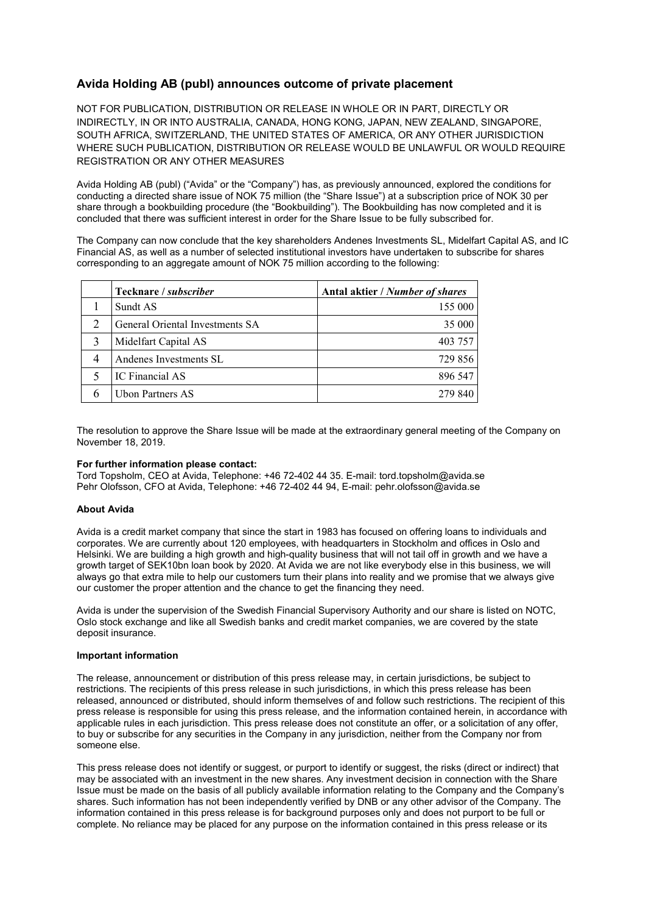# Avida Holding AB (publ) announces outcome of private placement

NOT FOR PUBLICATION, DISTRIBUTION OR RELEASE IN WHOLE OR IN PART, DIRECTLY OR INDIRECTLY, IN OR INTO AUSTRALIA, CANADA, HONG KONG, JAPAN, NEW ZEALAND, SINGAPORE, SOUTH AFRICA, SWITZERLAND, THE UNITED STATES OF AMERICA, OR ANY OTHER JURISDICTION WHERE SUCH PUBLICATION, DISTRIBUTION OR RELEASE WOULD BE UNLAWFUL OR WOULD REQUIRE REGISTRATION OR ANY OTHER MEASURES

Avida Holding AB (publ) ("Avida" or the "Company") has, as previously announced, explored the conditions for conducting a directed share issue of NOK 75 million (the "Share Issue") at a subscription price of NOK 30 per share through a bookbuilding procedure (the "Bookbuilding"). The Bookbuilding has now completed and it is concluded that there was sufficient interest in order for the Share Issue to be fully subscribed for.

The Company can now conclude that the key shareholders Andenes Investments SL, Midelfart Capital AS, and IC Financial AS, as well as a number of selected institutional investors have undertaken to subscribe for shares corresponding to an aggregate amount of NOK 75 million according to the following:

| | **Tecknare** / ***subscriber*** | **Antal aktier** / ***Number of shares*** |
|---|---|---|
| 1 | Sundt AS | 155 000 |
| 2 | General Oriental Investments SA | 35 000 |
| 3 | Midelfart Capital AS | 403 757 |
| 4 | Andenes Investments SL | 729 856 |
| 5 | IC Financial AS | 896 547 |
| 6 | Ubon Partners AS | 279 840 |

The resolution to approve the Share Issue will be made at the extraordinary general meeting of the Company on November 18, 2019.

**For further information please contact:**
Tord Topsholm, CEO at Avida, Telephone: +46 72-402 44 35. E-mail: tord.topsholm@avida.se
Pehr Olofsson, CFO at Avida, Telephone: +46 72-402 44 94, E-mail: pehr.olofsson@avida.se

**About Avida**

Avida is a credit market company that since the start in 1983 has focused on offering loans to individuals and corporates. We are currently about 120 employees, with headquarters in Stockholm and offices in Oslo and Helsinki. We are building a high growth and high-quality business that will not tail off in growth and we have a growth target of SEK10bn loan book by 2020. At Avida we are not like everybody else in this business, we will always go that extra mile to help our customers turn their plans into reality and we promise that we always give our customer the proper attention and the chance to get the financing they need.

Avida is under the supervision of the Swedish Financial Supervisory Authority and our share is listed on NOTC, Oslo stock exchange and like all Swedish banks and credit market companies, we are covered by the state deposit insurance.

**Important information**

The release, announcement or distribution of this press release may, in certain jurisdictions, be subject to restrictions. The recipients of this press release in such jurisdictions, in which this press release has been released, announced or distributed, should inform themselves of and follow such restrictions. The recipient of this press release is responsible for using this press release, and the information contained herein, in accordance with applicable rules in each jurisdiction. This press release does not constitute an offer, or a solicitation of any offer, to buy or subscribe for any securities in the Company in any jurisdiction, neither from the Company nor from someone else.

This press release does not identify or suggest, or purport to identify or suggest, the risks (direct or indirect) that may be associated with an investment in the new shares. Any investment decision in connection with the Share Issue must be made on the basis of all publicly available information relating to the Company and the Company's shares. Such information has not been independently verified by DNB or any other advisor of the Company. The information contained in this press release is for background purposes only and does not purport to be full or complete. No reliance may be placed for any purpose on the information contained in this press release or its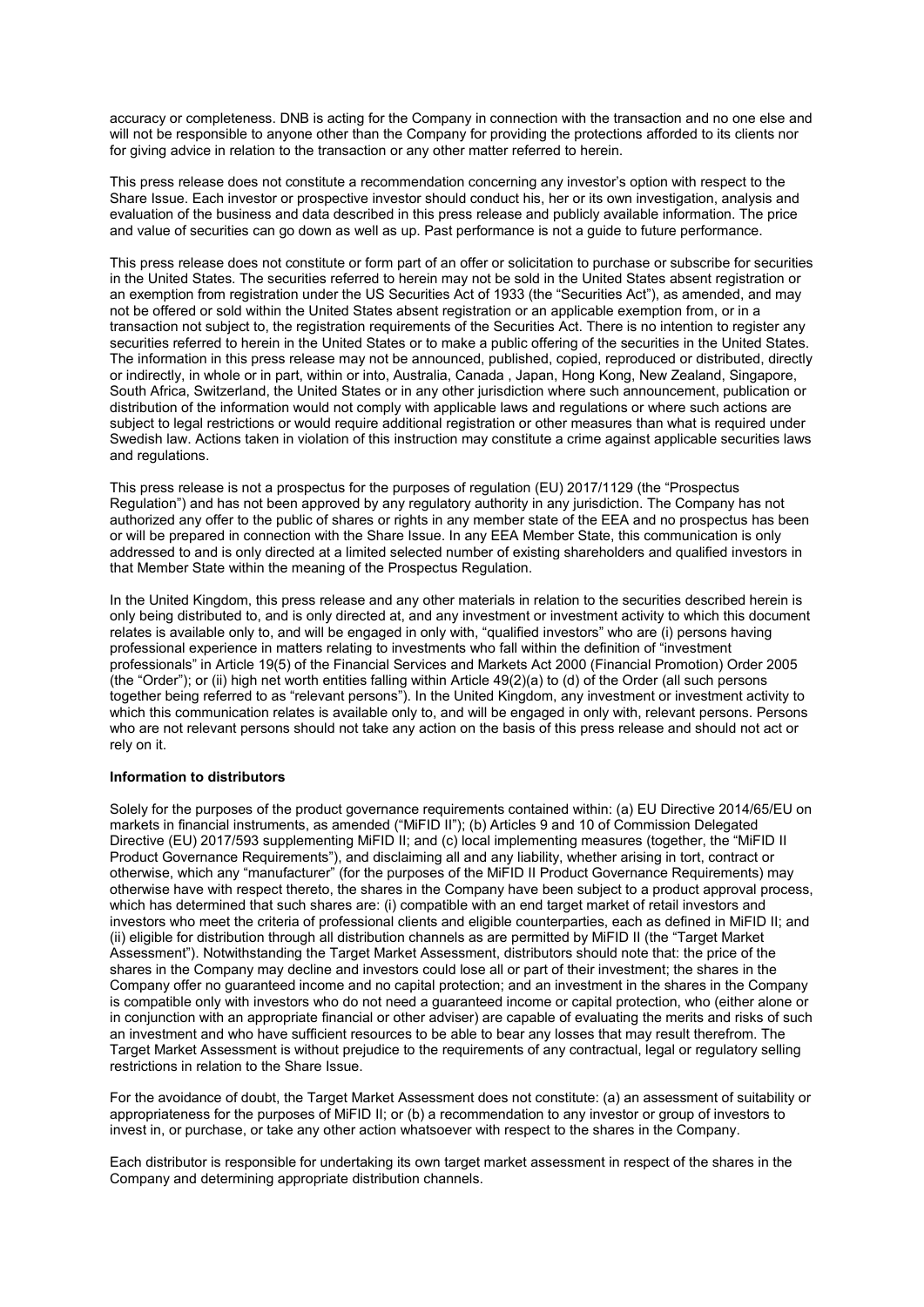accuracy or completeness. DNB is acting for the Company in connection with the transaction and no one else and will not be responsible to anyone other than the Company for providing the protections afforded to its clients nor for giving advice in relation to the transaction or any other matter referred to herein.

This press release does not constitute a recommendation concerning any investor's option with respect to the Share Issue. Each investor or prospective investor should conduct his, her or its own investigation, analysis and evaluation of the business and data described in this press release and publicly available information. The price and value of securities can go down as well as up. Past performance is not a guide to future performance.

This press release does not constitute or form part of an offer or solicitation to purchase or subscribe for securities in the United States. The securities referred to herein may not be sold in the United States absent registration or an exemption from registration under the US Securities Act of 1933 (the "Securities Act"), as amended, and may not be offered or sold within the United States absent registration or an applicable exemption from, or in a transaction not subject to, the registration requirements of the Securities Act. There is no intention to register any securities referred to herein in the United States or to make a public offering of the securities in the United States. The information in this press release may not be announced, published, copied, reproduced or distributed, directly or indirectly, in whole or in part, within or into, Australia, Canada , Japan, Hong Kong, New Zealand, Singapore, South Africa, Switzerland, the United States or in any other jurisdiction where such announcement, publication or distribution of the information would not comply with applicable laws and regulations or where such actions are subject to legal restrictions or would require additional registration or other measures than what is required under Swedish law. Actions taken in violation of this instruction may constitute a crime against applicable securities laws and regulations.

This press release is not a prospectus for the purposes of regulation (EU) 2017/1129 (the "Prospectus Regulation") and has not been approved by any regulatory authority in any jurisdiction. The Company has not authorized any offer to the public of shares or rights in any member state of the EEA and no prospectus has been or will be prepared in connection with the Share Issue. In any EEA Member State, this communication is only addressed to and is only directed at a limited selected number of existing shareholders and qualified investors in that Member State within the meaning of the Prospectus Regulation.

In the United Kingdom, this press release and any other materials in relation to the securities described herein is only being distributed to, and is only directed at, and any investment or investment activity to which this document relates is available only to, and will be engaged in only with, "qualified investors" who are (i) persons having professional experience in matters relating to investments who fall within the definition of "investment professionals" in Article 19(5) of the Financial Services and Markets Act 2000 (Financial Promotion) Order 2005 (the "Order"); or (ii) high net worth entities falling within Article 49(2)(a) to (d) of the Order (all such persons together being referred to as "relevant persons"). In the United Kingdom, any investment or investment activity to which this communication relates is available only to, and will be engaged in only with, relevant persons. Persons who are not relevant persons should not take any action on the basis of this press release and should not act or rely on it.

**Information to distributors**

Solely for the purposes of the product governance requirements contained within: (a) EU Directive 2014/65/EU on markets in financial instruments, as amended ("MiFID II"); (b) Articles 9 and 10 of Commission Delegated Directive (EU) 2017/593 supplementing MiFID II; and (c) local implementing measures (together, the "MiFID II Product Governance Requirements"), and disclaiming all and any liability, whether arising in tort, contract or otherwise, which any "manufacturer" (for the purposes of the MiFID II Product Governance Requirements) may otherwise have with respect thereto, the shares in the Company have been subject to a product approval process, which has determined that such shares are: (i) compatible with an end target market of retail investors and investors who meet the criteria of professional clients and eligible counterparties, each as defined in MiFID II; and (ii) eligible for distribution through all distribution channels as are permitted by MiFID II (the "Target Market Assessment"). Notwithstanding the Target Market Assessment, distributors should note that: the price of the shares in the Company may decline and investors could lose all or part of their investment; the shares in the Company offer no guaranteed income and no capital protection; and an investment in the shares in the Company is compatible only with investors who do not need a guaranteed income or capital protection, who (either alone or in conjunction with an appropriate financial or other adviser) are capable of evaluating the merits and risks of such an investment and who have sufficient resources to be able to bear any losses that may result therefrom. The Target Market Assessment is without prejudice to the requirements of any contractual, legal or regulatory selling restrictions in relation to the Share Issue.

For the avoidance of doubt, the Target Market Assessment does not constitute: (a) an assessment of suitability or appropriateness for the purposes of MiFID II; or (b) a recommendation to any investor or group of investors to invest in, or purchase, or take any other action whatsoever with respect to the shares in the Company.

Each distributor is responsible for undertaking its own target market assessment in respect of the shares in the Company and determining appropriate distribution channels.